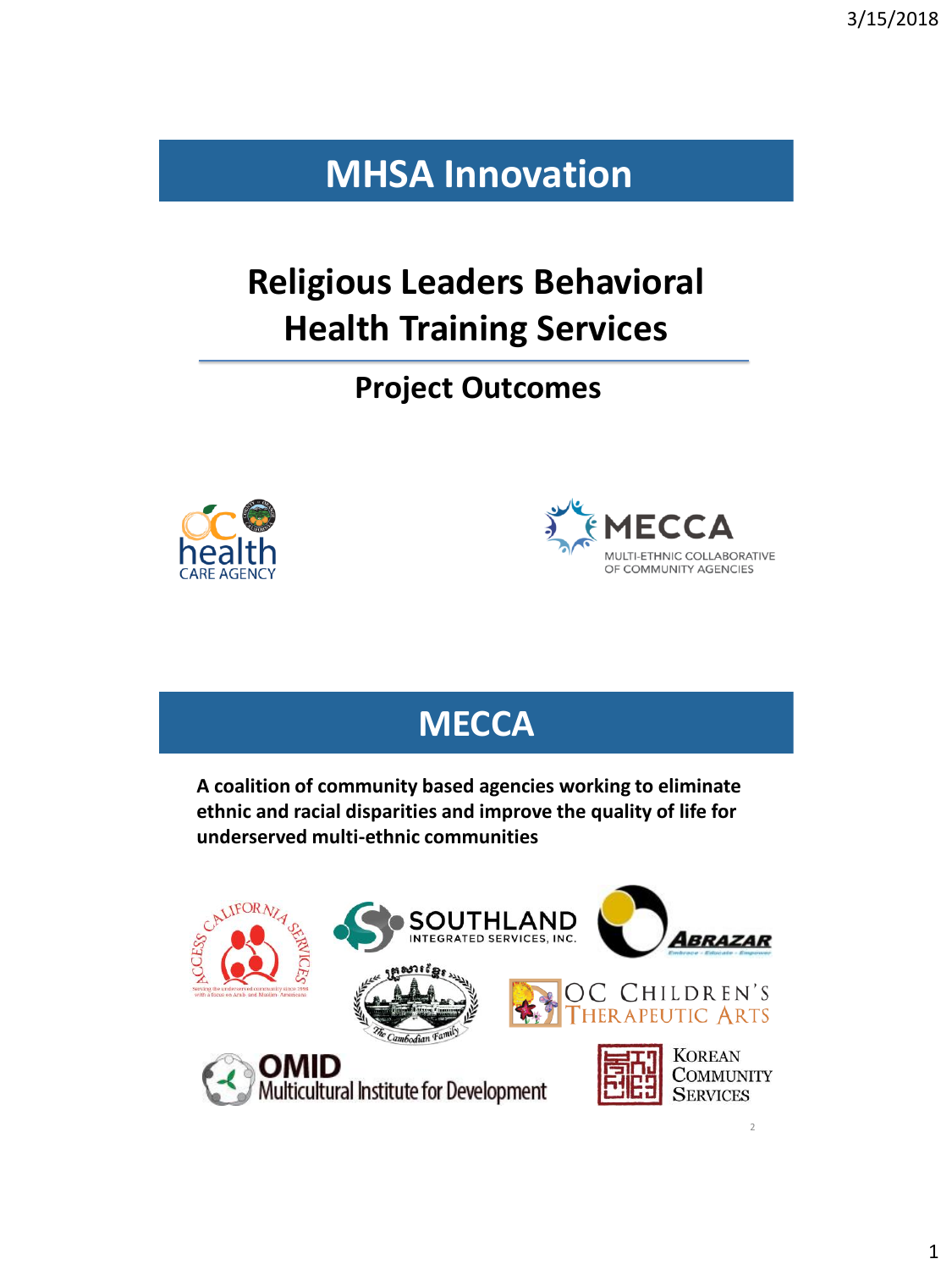# MHSA Innovation

## Religious Leaders Behavioral Health Training Services

### Project Outcomes

OC health CARE AGENCY

MECCA MULTI-ETHNIC COLLABORATIVE OF COMMUNITY AGENCIES

# MECCA

**A coalition of community based agencies working to eliminate ethnic and racial disparities and improve the quality of life for underserved multi-ethnic communities**

ACCESS CALIFORNIA SERVICES

SOUTHLAND INTEGRATED SERVICES, INC.

ABRAZAR

The Cambodian Family

OC CHILDREN'S THERAPEUTIC ARTS

OMID Multicultural Institute for Development

KOREAN COMMUNITY SERVICES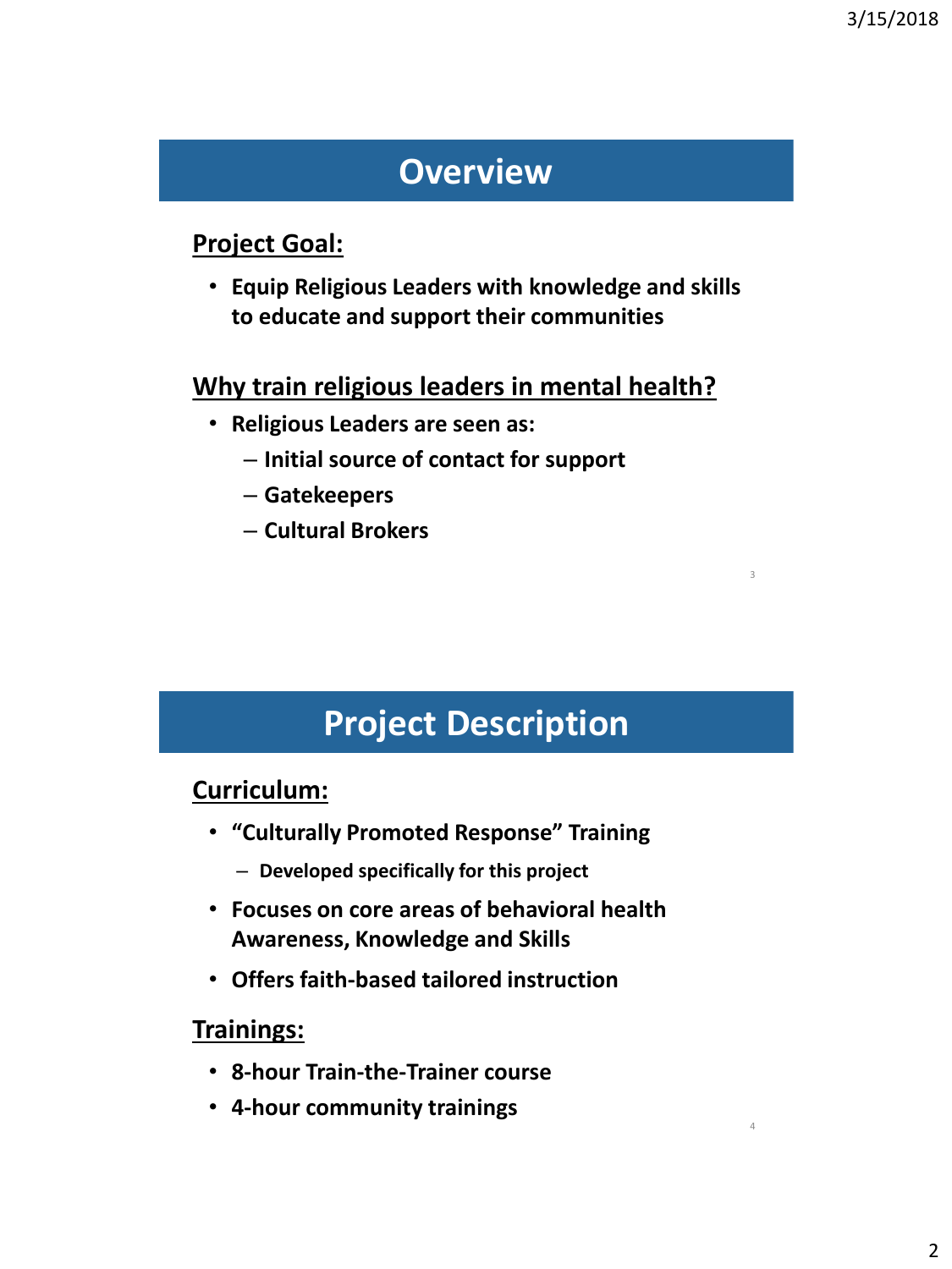## Overview

**Project Goal:**

- **Equip Religious Leaders with knowledge and skills to educate and support their communities**

**Why train religious leaders in mental health?**

- **Religious Leaders are seen as:**
  - **Initial source of contact for support**
  - **Gatekeepers**
  - **Cultural Brokers**

## Project Description

**Curriculum:**

- **"Culturally Promoted Response" Training**
  - **Developed specifically for this project**
- **Focuses on core areas of behavioral health Awareness, Knowledge and Skills**
- **Offers faith-based tailored instruction**

**Trainings:**

- **8-hour Train-the-Trainer course**
- **4-hour community trainings**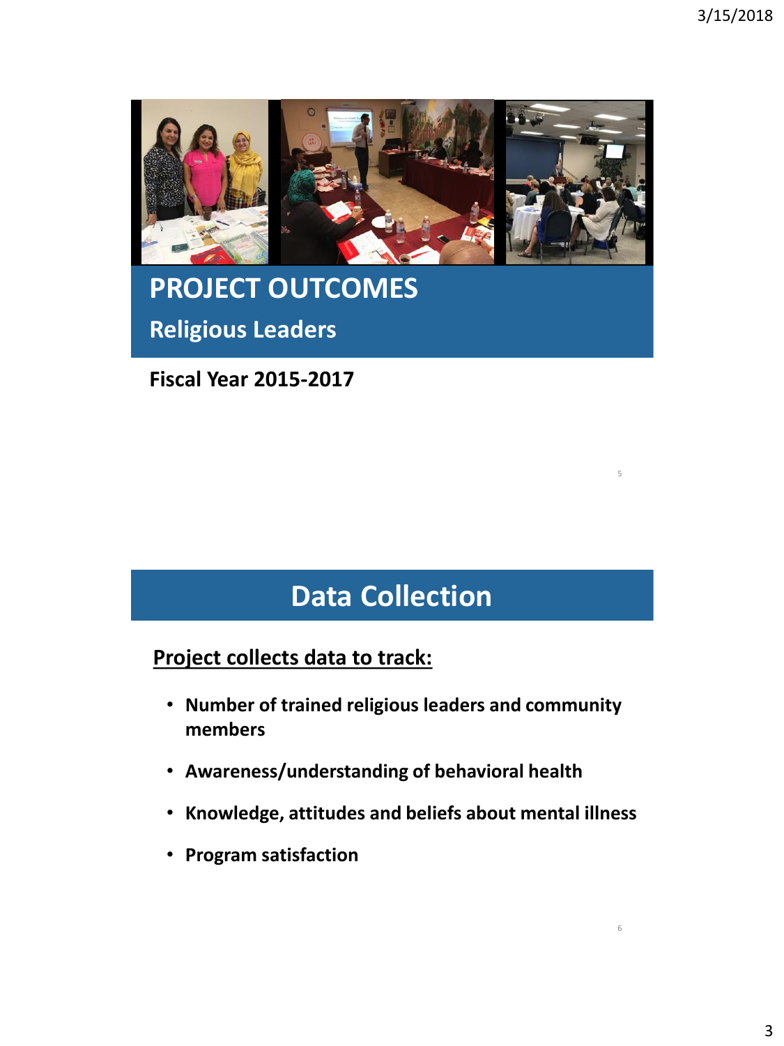# PROJECT OUTCOMES

## Religious Leaders

**Fiscal Year 2015-2017**

# Data Collection

**Project collects data to track:**

- **Number of trained religious leaders and community members**
- **Awareness/understanding of behavioral health**
- **Knowledge, attitudes and beliefs about mental illness**
- **Program satisfaction**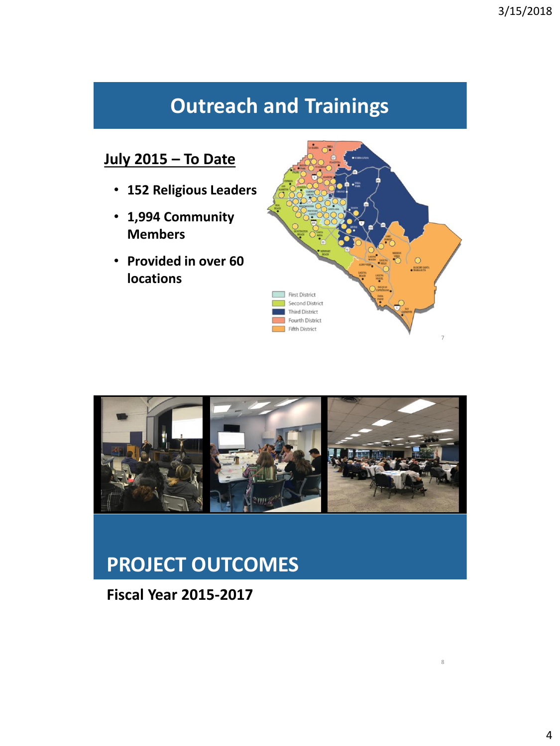## Outreach and Trainings

**July 2015 – To Date**

- **152 Religious Leaders**
- **1,994 Community Members**
- **Provided in over 60 locations**

First District
Second District
Third District
Fourth District
Fifth District

## PROJECT OUTCOMES

**Fiscal Year 2015-2017**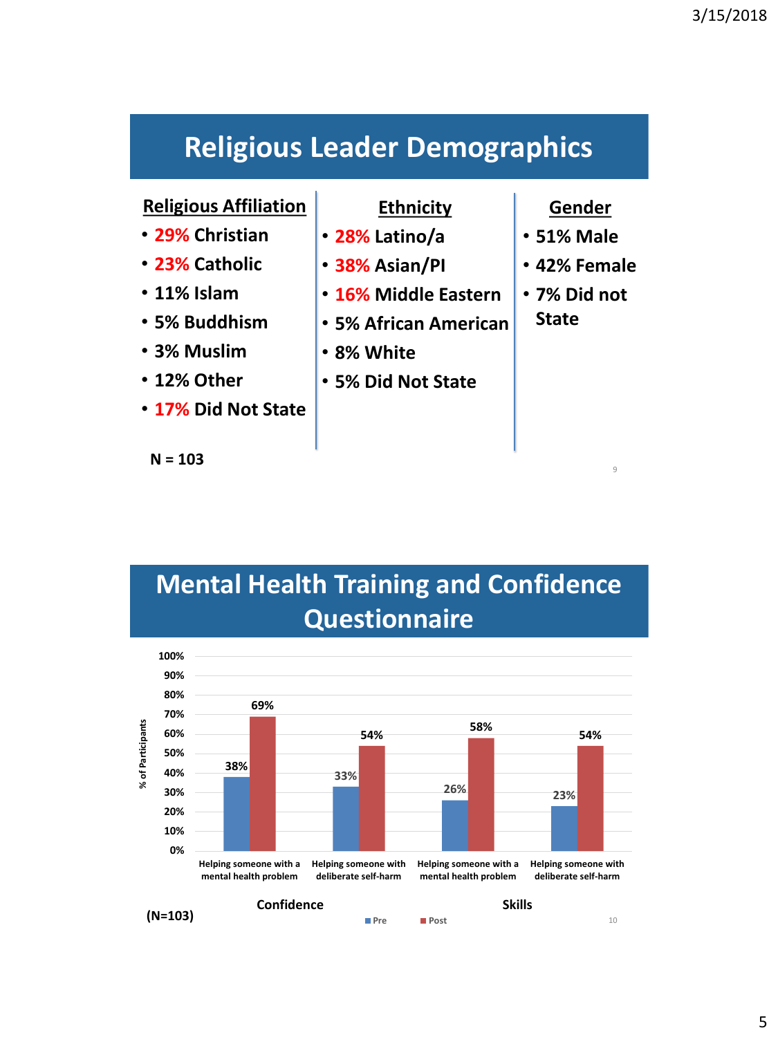## Religious Leader Demographics

**Religious Affiliation**

- 29% Christian
- 23% Catholic
- 11% Islam
- 5% Buddhism
- 3% Muslim
- 12% Other
- 17% Did Not State

**Ethnicity**

- 28% Latino/a
- 38% Asian/PI
- 16% Middle Eastern
- 5% African American
- 8% White
- 5% Did Not State

**Gender**

- 51% Male
- 42% Female
- 7% Did not State

N = 103

## Mental Health Training and Confidence Questionnaire

| Category | Item | Pre | Post |
|---|---|---|---|
| Confidence | Helping someone with a mental health problem | 38% | 69% |
| Confidence | Helping someone with deliberate self-harm | 33% | 54% |
| Skills | Helping someone with a mental health problem | 26% | 58% |
| Skills | Helping someone with deliberate self-harm | 23% | 54% |

% of Participants

(N=103)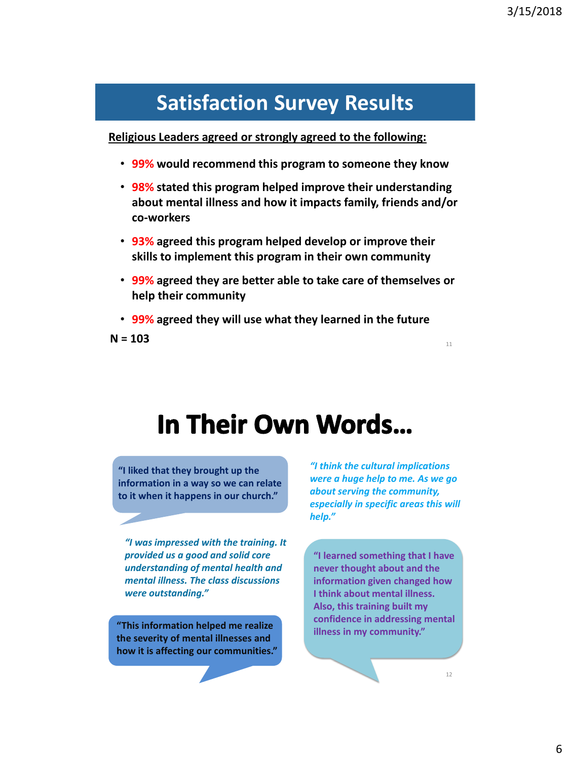## Satisfaction Survey Results

**Religious Leaders agreed or strongly agreed to the following:**

- **99%** would recommend this program to someone they know
- **98%** stated this program helped improve their understanding about mental illness and how it impacts family, friends and/or co-workers
- **93%** agreed this program helped develop or improve their skills to implement this program in their own community
- **99%** agreed they are better able to take care of themselves or help their community
- **99%** agreed they will use what they learned in the future

**N = 103**

# In Their Own Words…

**"I liked that they brought up the information in a way so we can relate to it when it happens in our church."**

*"I think the cultural implications were a huge help to me. As we go about serving the community, especially in specific areas this will help."*

*"I was impressed with the training. It provided us a good and solid core understanding of mental health and mental illness. The class discussions were outstanding."*

**"I learned something that I have never thought about and the information given changed how I think about mental illness. Also, this training built my confidence in addressing mental illness in my community."**

**"This information helped me realize the severity of mental illnesses and how it is affecting our communities."**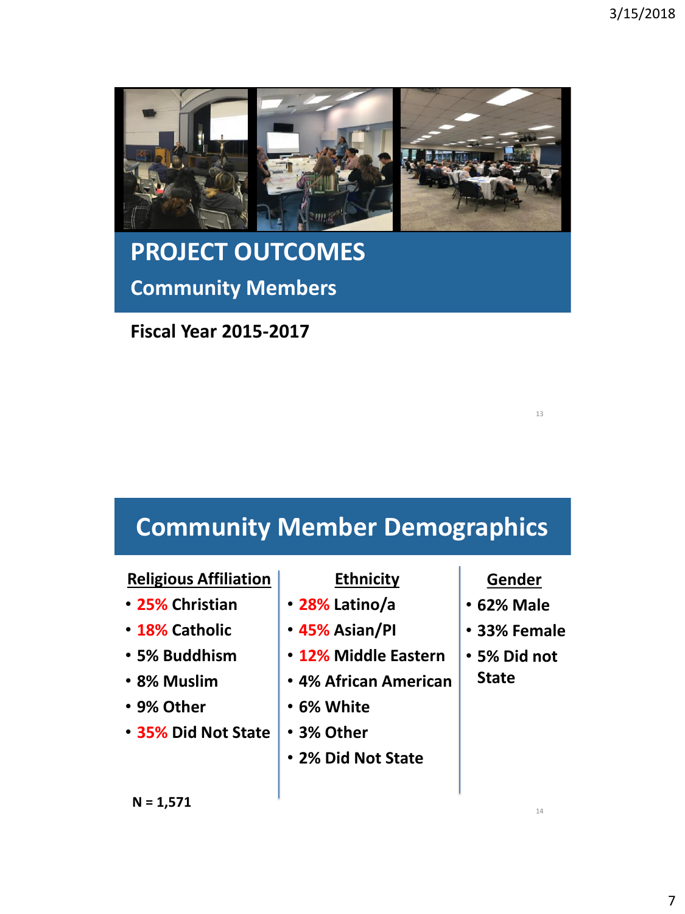# PROJECT OUTCOMES

## Community Members

**Fiscal Year 2015-2017**

# Community Member Demographics

**Religious Affiliation**

- 25% Christian
- 18% Catholic
- 5% Buddhism
- 8% Muslim
- 9% Other
- 35% Did Not State

**Ethnicity**

- 28% Latino/a
- 45% Asian/PI
- 12% Middle Eastern
- 4% African American
- 6% White
- 3% Other
- 2% Did Not State

**Gender**

- 62% Male
- 33% Female
- 5% Did not State

N = 1,571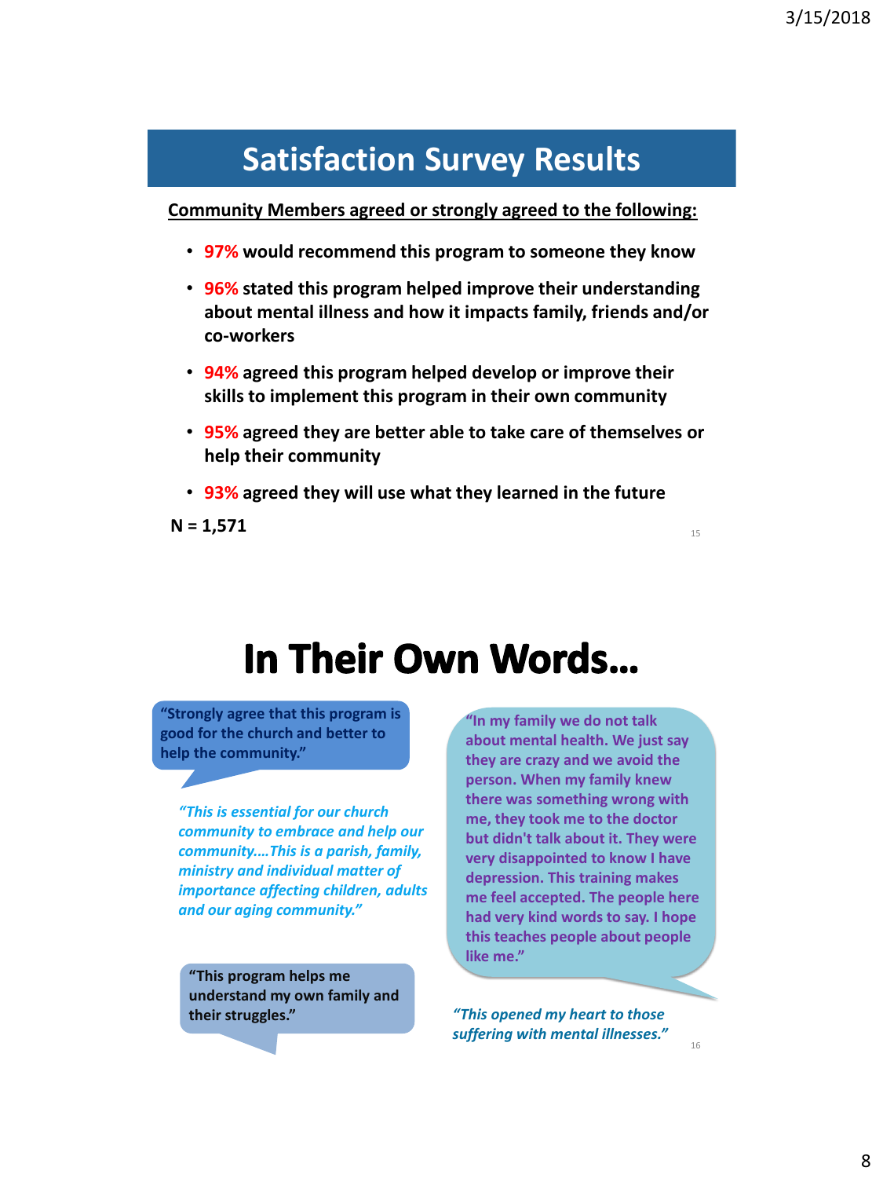# Satisfaction Survey Results

**Community Members agreed or strongly agreed to the following:**

- **97% would recommend this program to someone they know**
- **96% stated this program helped improve their understanding about mental illness and how it impacts family, friends and/or co-workers**
- **94% agreed this program helped develop or improve their skills to implement this program in their own community**
- **95% agreed they are better able to take care of themselves or help their community**
- **93% agreed they will use what they learned in the future**

**N = 1,571**

# In Their Own Words…

**"Strongly agree that this program is good for the church and better to help the community."**

***"This is essential for our church community to embrace and help our community….This is a parish, family, ministry and individual matter of importance affecting children, adults and our aging community."***

**"This program helps me understand my own family and their struggles."**

**"In my family we do not talk about mental health. We just say they are crazy and we avoid the person. When my family knew there was something wrong with me, they took me to the doctor but didn't talk about it. They were very disappointed to know I have depression. This training makes me feel accepted. The people here had very kind words to say. I hope this teaches people about people like me."**

***"This opened my heart to those suffering with mental illnesses."***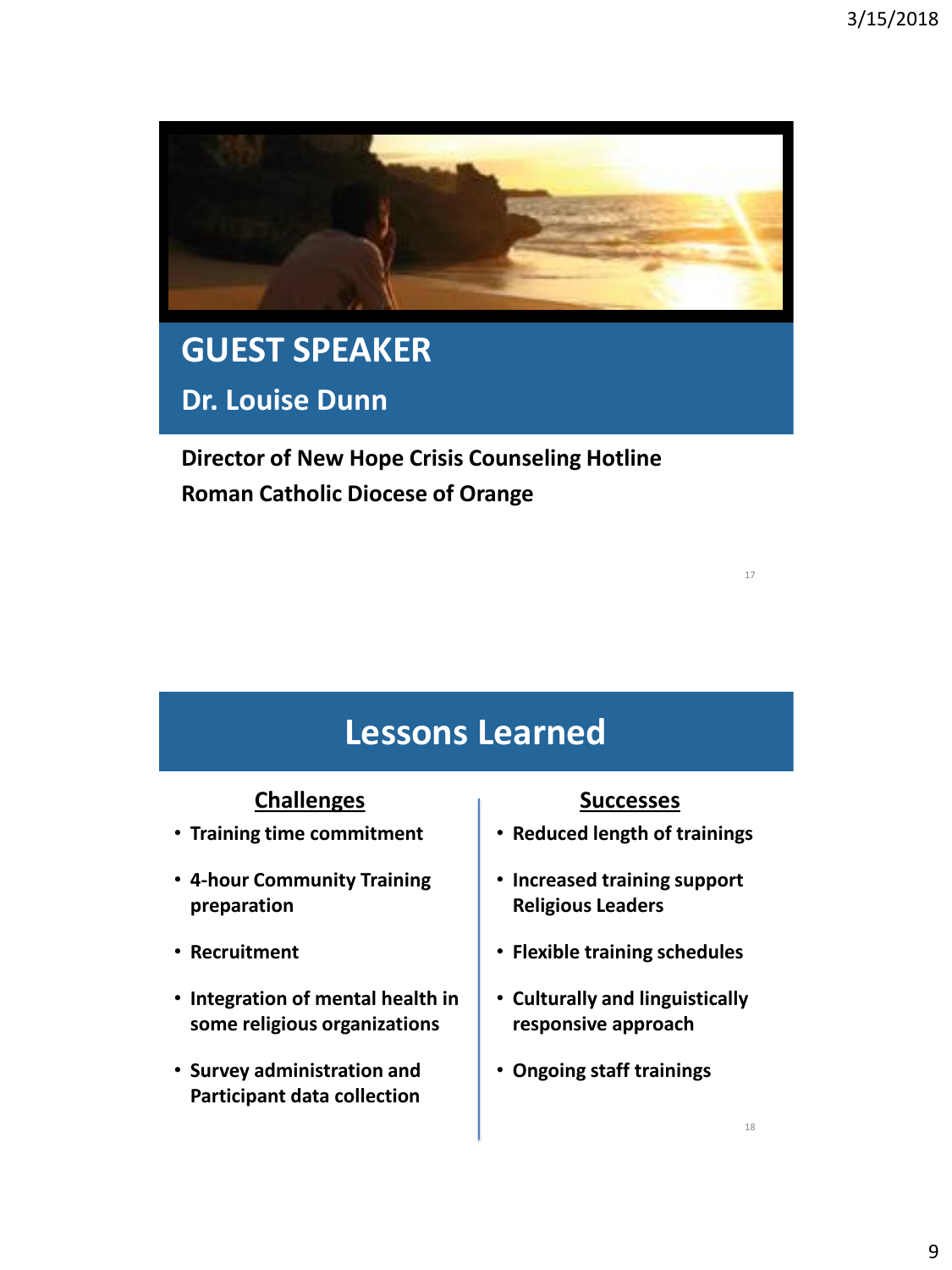# GUEST SPEAKER

## Dr. Louise Dunn

**Director of New Hope Crisis Counseling Hotline**
**Roman Catholic Diocese of Orange**

# Lessons Learned

## Challenges

- Training time commitment
- 4-hour Community Training preparation
- Recruitment
- Integration of mental health in some religious organizations
- Survey administration and Participant data collection

## Successes

- Reduced length of trainings
- Increased training support Religious Leaders
- Flexible training schedules
- Culturally and linguistically responsive approach
- Ongoing staff trainings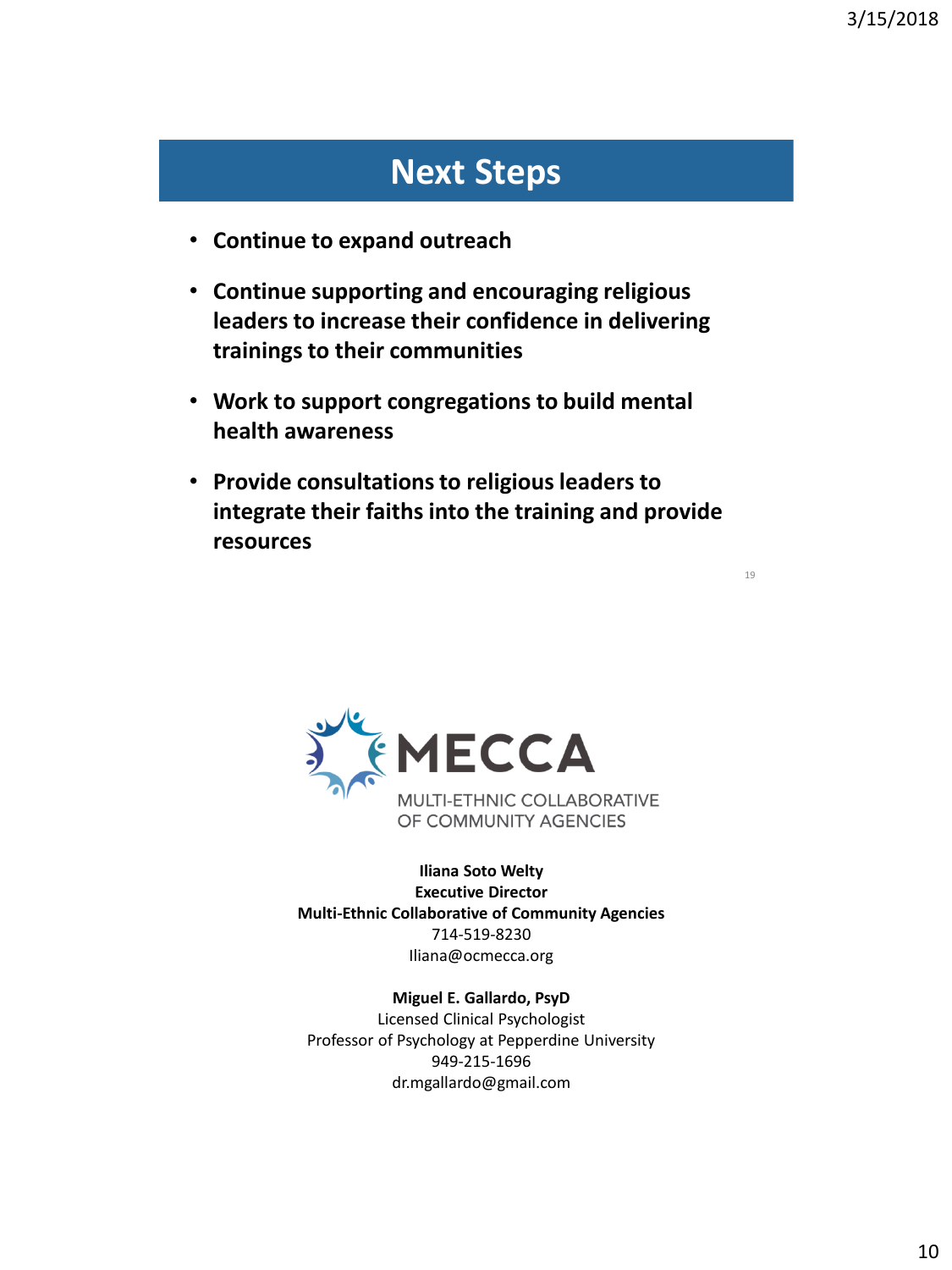## Next Steps

- Continue to expand outreach
- Continue supporting and encouraging religious leaders to increase their confidence in delivering trainings to their communities
- Work to support congregations to build mental health awareness
- Provide consultations to religious leaders to integrate their faiths into the training and provide resources

MECCA
MULTI-ETHNIC COLLABORATIVE OF COMMUNITY AGENCIES

**Iliana Soto Welty**
**Executive Director**
**Multi-Ethnic Collaborative of Community Agencies**
714-519-8230
Iliana@ocmecca.org

**Miguel E. Gallardo, PsyD**
Licensed Clinical Psychologist
Professor of Psychology at Pepperdine University
949-215-1696
dr.mgallardo@gmail.com